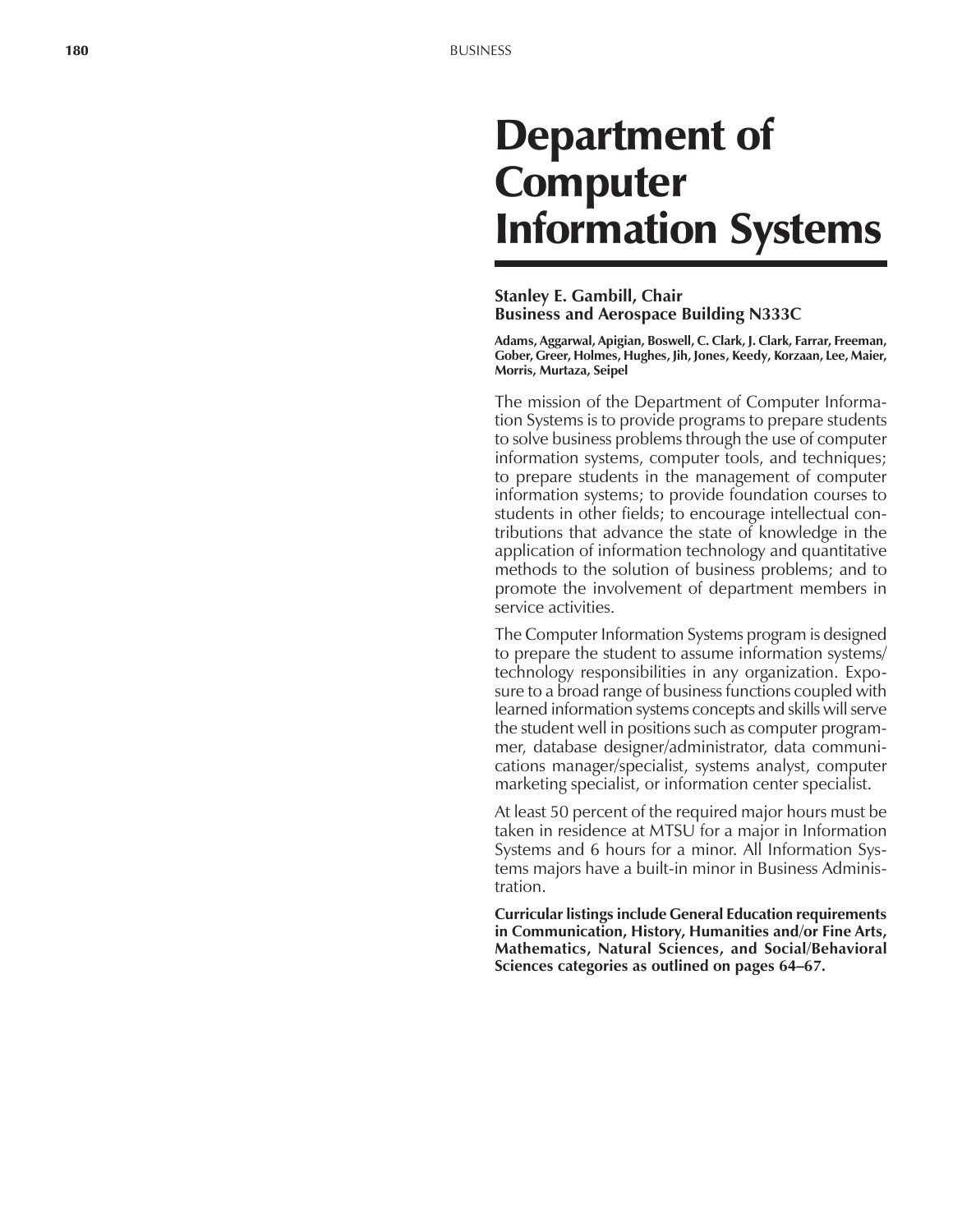# Department of Computer Information Systems

**Stanley E. Gambill, Chair**
**Business and Aerospace Building N333C**

**Adams, Aggarwal, Apigian, Boswell, C. Clark, J. Clark, Farrar, Freeman, Gober, Greer, Holmes, Hughes, Jih, Jones, Keedy, Korzaan, Lee, Maier, Morris, Murtaza, Seipel**

The mission of the Department of Computer Information Systems is to provide programs to prepare students to solve business problems through the use of computer information systems, computer tools, and techniques; to prepare students in the management of computer information systems; to provide foundation courses to students in other fields; to encourage intellectual contributions that advance the state of knowledge in the application of information technology and quantitative methods to the solution of business problems; and to promote the involvement of department members in service activities.

The Computer Information Systems program is designed to prepare the student to assume information systems/technology responsibilities in any organization. Exposure to a broad range of business functions coupled with learned information systems concepts and skills will serve the student well in positions such as computer programmer, database designer/administrator, data communications manager/specialist, systems analyst, computer marketing specialist, or information center specialist.

At least 50 percent of the required major hours must be taken in residence at MTSU for a major in Information Systems and 6 hours for a minor. All Information Systems majors have a built-in minor in Business Administration.

**Curricular listings include General Education requirements in Communication, History, Humanities and/or Fine Arts, Mathematics, Natural Sciences, and Social/Behavioral Sciences categories as outlined on pages 64–67.**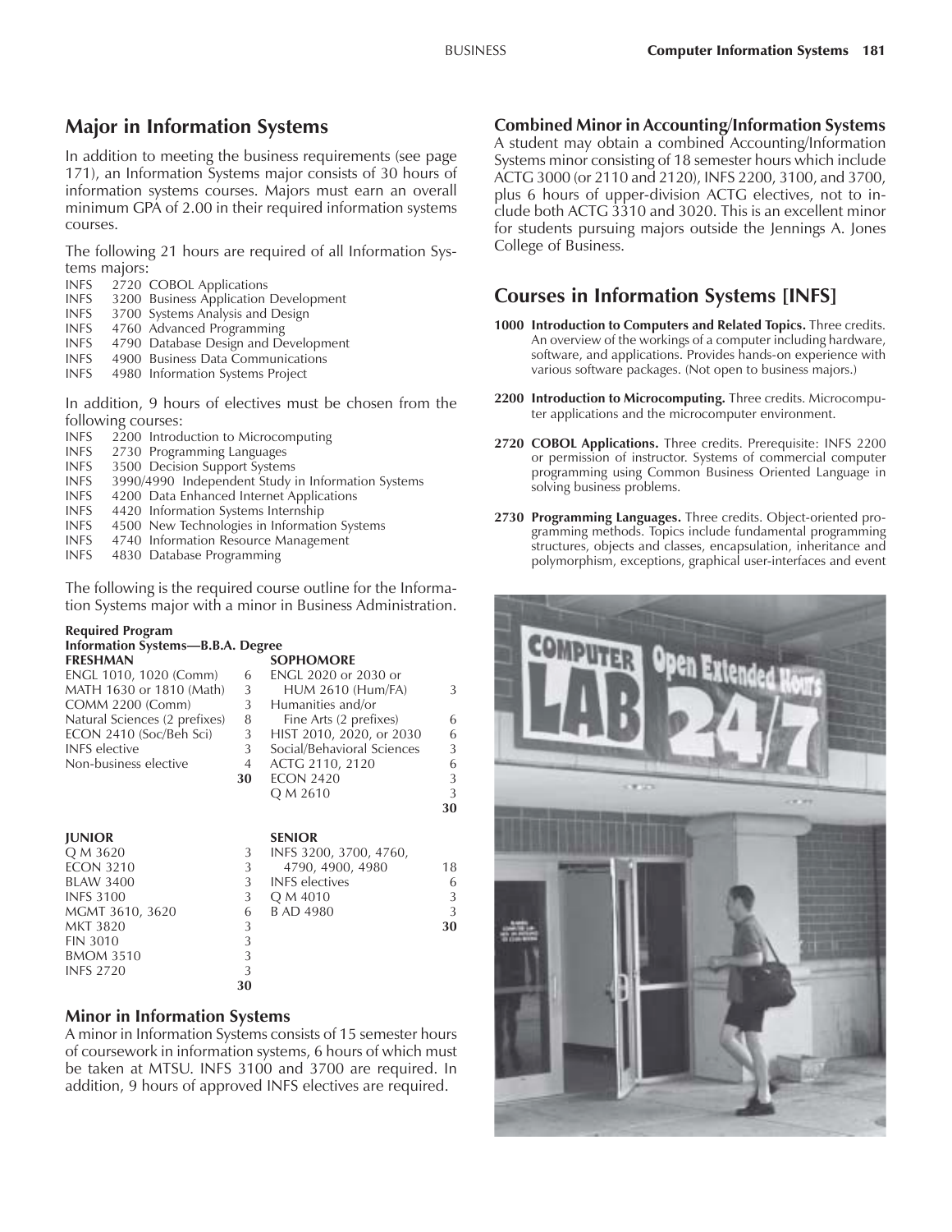## Major in Information Systems

In addition to meeting the business requirements (see page 171), an Information Systems major consists of 30 hours of information systems courses. Majors must earn an overall minimum GPA of 2.00 in their required information systems courses.

The following 21 hours are required of all Information Systems majors:

- INFS 2720 COBOL Applications
- INFS 3200 Business Application Development
- INFS 3700 Systems Analysis and Design
- INFS 4760 Advanced Programming
- INFS 4790 Database Design and Development
- INFS 4900 Business Data Communications
- INFS 4980 Information Systems Project

In addition, 9 hours of electives must be chosen from the following courses:

- INFS 2200 Introduction to Microcomputing
- INFS 2730 Programming Languages
- INFS 3500 Decision Support Systems
- INFS 3990/4990 Independent Study in Information Systems
- INFS 4200 Data Enhanced Internet Applications
- INFS 4420 Information Systems Internship
- INFS 4500 New Technologies in Information Systems
- INFS 4740 Information Resource Management
- INFS 4830 Database Programming

The following is the required course outline for the Information Systems major with a minor in Business Administration.

**Required Program**
**Information Systems—B.B.A. Degree**

| FRESHMAN | | SOPHOMORE | |
|---|---|---|---|
| ENGL 1010, 1020 (Comm) | 6 | ENGL 2020 or 2030 or HUM 2610 (Hum/FA) | 3 |
| MATH 1630 or 1810 (Math) | 3 | Humanities and/or Fine Arts (2 prefixes) | 6 |
| COMM 2200 (Comm) | 3 | HIST 2010, 2020, or 2030 | 6 |
| Natural Sciences (2 prefixes) | 8 | Social/Behavioral Sciences | 3 |
| ECON 2410 (Soc/Beh Sci) | 3 | ACTG 2110, 2120 | 6 |
| INFS elective | 3 | ECON 2420 | 3 |
| Non-business elective | 4 | Q M 2610 | 3 |
| | **30** | | **30** |

| JUNIOR | | SENIOR | |
|---|---|---|---|
| Q M 3620 | 3 | INFS 3200, 3700, 4760, 4790, 4900, 4980 | 18 |
| ECON 3210 | 3 | INFS electives | 6 |
| BLAW 3400 | 3 | Q M 4010 | 3 |
| INFS 3100 | 3 | B AD 4980 | 3 |
| MGMT 3610, 3620 | 6 | | **30** |
| MKT 3820 | 3 | | |
| FIN 3010 | 3 | | |
| BMOM 3510 | 3 | | |
| INFS 2720 | 3 | | |
| | **30** | | |

### Minor in Information Systems

A minor in Information Systems consists of 15 semester hours of coursework in information systems, 6 hours of which must be taken at MTSU. INFS 3100 and 3700 are required. In addition, 9 hours of approved INFS electives are required.

### Combined Minor in Accounting/Information Systems

A student may obtain a combined Accounting/Information Systems minor consisting of 18 semester hours which include ACTG 3000 (or 2110 and 2120), INFS 2200, 3100, and 3700, plus 6 hours of upper-division ACTG electives, not to include both ACTG 3310 and 3020. This is an excellent minor for students pursuing majors outside the Jennings A. Jones College of Business.

## Courses in Information Systems [INFS]

**1000 Introduction to Computers and Related Topics.** Three credits. An overview of the workings of a computer including hardware, software, and applications. Provides hands-on experience with various software packages. (Not open to business majors.)

**2200 Introduction to Microcomputing.** Three credits. Microcomputer applications and the microcomputer environment.

**2720 COBOL Applications.** Three credits. Prerequisite: INFS 2200 or permission of instructor. Systems of commercial computer programming using Common Business Oriented Language in solving business problems.

**2730 Programming Languages.** Three credits. Object-oriented programming methods. Topics include fundamental programming structures, objects and classes, encapsulation, inheritance and polymorphism, exceptions, graphical user-interfaces and event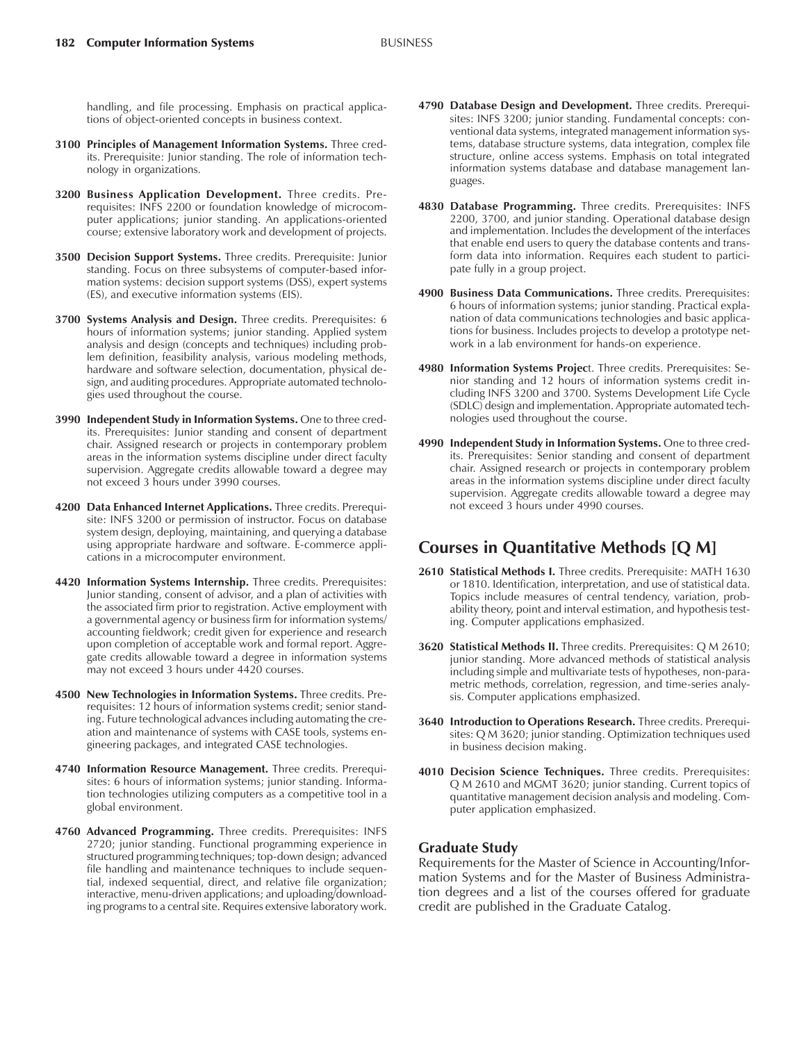handling, and file processing. Emphasis on practical applications of object-oriented concepts in business context.

**3100 Principles of Management Information Systems.** Three credits. Prerequisite: Junior standing. The role of information technology in organizations.

**3200 Business Application Development.** Three credits. Prerequisites: INFS 2200 or foundation knowledge of microcomputer applications; junior standing. An applications-oriented course; extensive laboratory work and development of projects.

**3500 Decision Support Systems.** Three credits. Prerequisite: Junior standing. Focus on three subsystems of computer-based information systems: decision support systems (DSS), expert systems (ES), and executive information systems (EIS).

**3700 Systems Analysis and Design.** Three credits. Prerequisites: 6 hours of information systems; junior standing. Applied system analysis and design (concepts and techniques) including problem definition, feasibility analysis, various modeling methods, hardware and software selection, documentation, physical design, and auditing procedures. Appropriate automated technologies used throughout the course.

**3990 Independent Study in Information Systems.** One to three credits. Prerequisites: Junior standing and consent of department chair. Assigned research or projects in contemporary problem areas in the information systems discipline under direct faculty supervision. Aggregate credits allowable toward a degree may not exceed 3 hours under 3990 courses.

**4200 Data Enhanced Internet Applications.** Three credits. Prerequisite: INFS 3200 or permission of instructor. Focus on database system design, deploying, maintaining, and querying a database using appropriate hardware and software. E-commerce applications in a microcomputer environment.

**4420 Information Systems Internship.** Three credits. Prerequisites: Junior standing, consent of advisor, and a plan of activities with the associated firm prior to registration. Active employment with a governmental agency or business firm for information systems/accounting fieldwork; credit given for experience and research upon completion of acceptable work and formal report. Aggregate credits allowable toward a degree in information systems may not exceed 3 hours under 4420 courses.

**4500 New Technologies in Information Systems.** Three credits. Prerequisites: 12 hours of information systems credit; senior standing. Future technological advances including automating the creation and maintenance of systems with CASE tools, systems engineering packages, and integrated CASE technologies.

**4740 Information Resource Management.** Three credits. Prerequisites: 6 hours of information systems; junior standing. Information technologies utilizing computers as a competitive tool in a global environment.

**4760 Advanced Programming.** Three credits. Prerequisites: INFS 2720; junior standing. Functional programming experience in structured programming techniques; top-down design; advanced file handling and maintenance techniques to include sequential, indexed sequential, direct, and relative file organization; interactive, menu-driven applications; and uploading/downloading programs to a central site. Requires extensive laboratory work.

**4790 Database Design and Development.** Three credits. Prerequisites: INFS 3200; junior standing. Fundamental concepts: conventional data systems, integrated management information systems, database structure systems, data integration, complex file structure, online access systems. Emphasis on total integrated information systems database and database management languages.

**4830 Database Programming.** Three credits. Prerequisites: INFS 2200, 3700, and junior standing. Operational database design and implementation. Includes the development of the interfaces that enable end users to query the database contents and transform data into information. Requires each student to participate fully in a group project.

**4900 Business Data Communications.** Three credits. Prerequisites: 6 hours of information systems; junior standing. Practical explanation of data communications technologies and basic applications for business. Includes projects to develop a prototype network in a lab environment for hands-on experience.

**4980 Information Systems Project.** Three credits. Prerequisites: Senior standing and 12 hours of information systems credit including INFS 3200 and 3700. Systems Development Life Cycle (SDLC) design and implementation. Appropriate automated technologies used throughout the course.

**4990 Independent Study in Information Systems.** One to three credits. Prerequisites: Senior standing and consent of department chair. Assigned research or projects in contemporary problem areas in the information systems discipline under direct faculty supervision. Aggregate credits allowable toward a degree may not exceed 3 hours under 4990 courses.

## Courses in Quantitative Methods [Q M]

**2610 Statistical Methods I.** Three credits. Prerequisite: MATH 1630 or 1810. Identification, interpretation, and use of statistical data. Topics include measures of central tendency, variation, probability theory, point and interval estimation, and hypothesis testing. Computer applications emphasized.

**3620 Statistical Methods II.** Three credits. Prerequisites: Q M 2610; junior standing. More advanced methods of statistical analysis including simple and multivariate tests of hypotheses, non-parametric methods, correlation, regression, and time-series analysis. Computer applications emphasized.

**3640 Introduction to Operations Research.** Three credits. Prerequisites: Q M 3620; junior standing. Optimization techniques used in business decision making.

**4010 Decision Science Techniques.** Three credits. Prerequisites: Q M 2610 and MGMT 3620; junior standing. Current topics of quantitative management decision analysis and modeling. Computer application emphasized.

### Graduate Study

Requirements for the Master of Science in Accounting/Information Systems and for the Master of Business Administration degrees and a list of the courses offered for graduate credit are published in the Graduate Catalog.